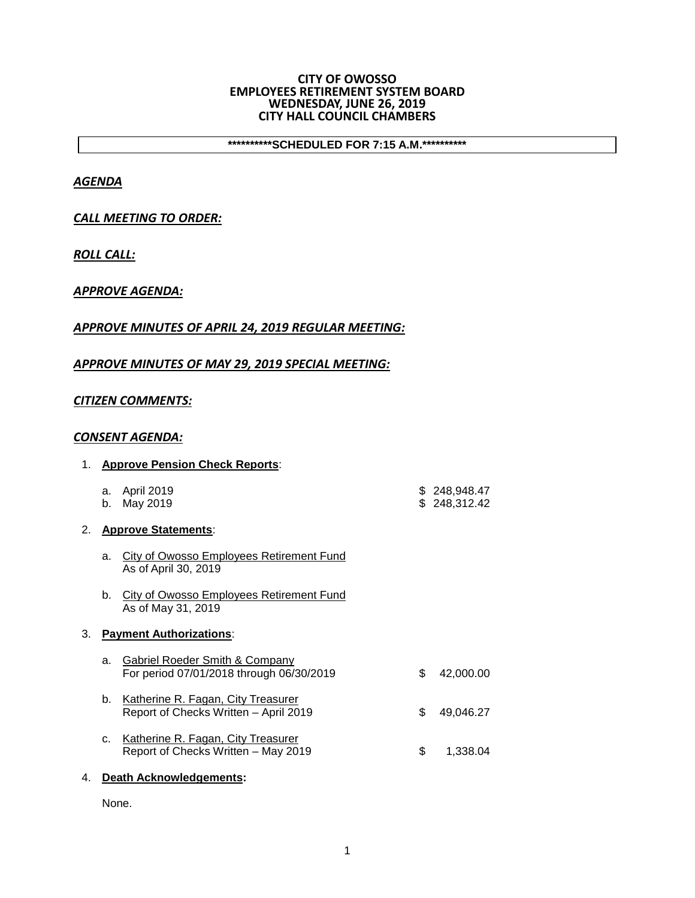# CITY OF OWOSSO
## EMPLOYEES RETIREMENT SYSTEM BOARD
## WEDNESDAY, JUNE 26, 2019
## CITY HALL COUNCIL CHAMBERS

**\*\*\*\*\*\*\*\*\*\*SCHEDULED FOR 7:15 A.M.\*\*\*\*\*\*\*\*\*\***

***AGENDA***

***CALL MEETING TO ORDER:***

***ROLL CALL:***

***APPROVE AGENDA:***

***APPROVE MINUTES OF APRIL 24, 2019 REGULAR MEETING:***

***APPROVE MINUTES OF MAY 29, 2019 SPECIAL MEETING:***

***CITIZEN COMMENTS:***

***CONSENT AGENDA:***

1. **Approve Pension Check Reports**:

   a. April 2019 — $ 248,948.47
   b. May 2019 — $ 248,312.42

2. **Approve Statements**:

   a. City of Owosso Employees Retirement Fund
      As of April 30, 2019

   b. City of Owosso Employees Retirement Fund
      As of May 31, 2019

3. **Payment Authorizations**:

   a. Gabriel Roeder Smith & Company
      For period 07/01/2018 through 06/30/2019 — $ 42,000.00

   b. Katherine R. Fagan, City Treasurer
      Report of Checks Written – April 2019 — $ 49,046.27

   c. Katherine R. Fagan, City Treasurer
      Report of Checks Written – May 2019 — $ 1,338.04

4. **Death Acknowledgements:**

   None.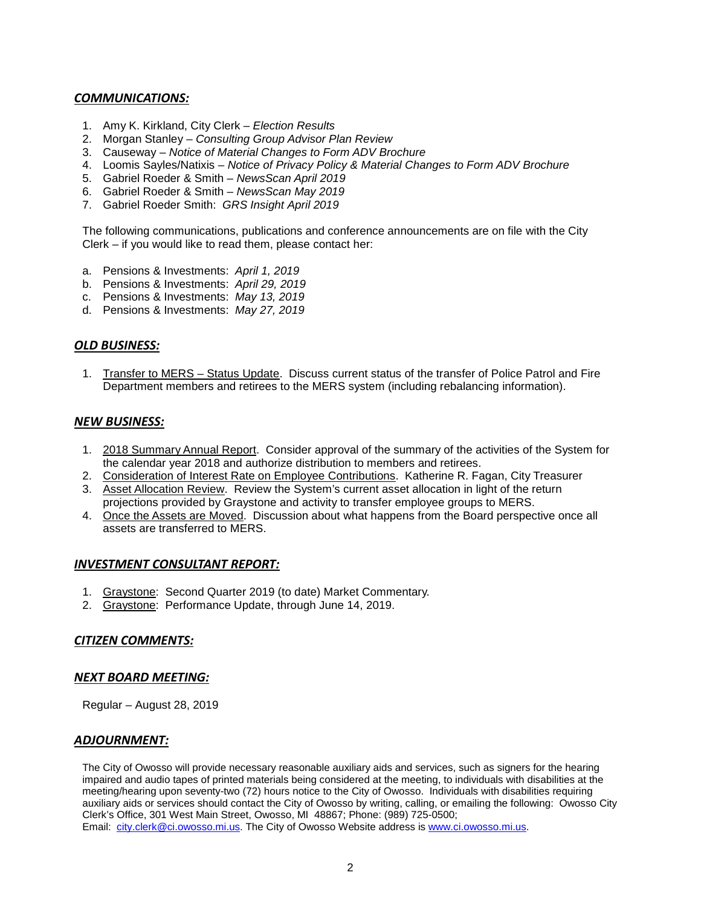## ***COMMUNICATIONS:***

1. Amy K. Kirkland, City Clerk – *Election Results*
2. Morgan Stanley – *Consulting Group Advisor Plan Review*
3. Causeway – *Notice of Material Changes to Form ADV Brochure*
4. Loomis Sayles/Natixis – *Notice of Privacy Policy & Material Changes to Form ADV Brochure*
5. Gabriel Roeder & Smith – *NewsScan April 2019*
6. Gabriel Roeder & Smith – *NewsScan May 2019*
7. Gabriel Roeder Smith: *GRS Insight April 2019*

The following communications, publications and conference announcements are on file with the City Clerk – if you would like to read them, please contact her:

a. Pensions & Investments: *April 1, 2019*
b. Pensions & Investments: *April 29, 2019*
c. Pensions & Investments: *May 13, 2019*
d. Pensions & Investments: *May 27, 2019*

## ***OLD BUSINESS:***

1. Transfer to MERS – Status Update. Discuss current status of the transfer of Police Patrol and Fire Department members and retirees to the MERS system (including rebalancing information).

## ***NEW BUSINESS:***

1. 2018 Summary Annual Report. Consider approval of the summary of the activities of the System for the calendar year 2018 and authorize distribution to members and retirees.
2. Consideration of Interest Rate on Employee Contributions. Katherine R. Fagan, City Treasurer
3. Asset Allocation Review. Review the System's current asset allocation in light of the return projections provided by Graystone and activity to transfer employee groups to MERS.
4. Once the Assets are Moved. Discussion about what happens from the Board perspective once all assets are transferred to MERS.

## ***INVESTMENT CONSULTANT REPORT:***

1. Graystone: Second Quarter 2019 (to date) Market Commentary.
2. Graystone: Performance Update, through June 14, 2019.

## ***CITIZEN COMMENTS:***

## ***NEXT BOARD MEETING:***

Regular – August 28, 2019

## ***ADJOURNMENT:***

The City of Owosso will provide necessary reasonable auxiliary aids and services, such as signers for the hearing impaired and audio tapes of printed materials being considered at the meeting, to individuals with disabilities at the meeting/hearing upon seventy-two (72) hours notice to the City of Owosso. Individuals with disabilities requiring auxiliary aids or services should contact the City of Owosso by writing, calling, or emailing the following: Owosso City Clerk's Office, 301 West Main Street, Owosso, MI 48867; Phone: (989) 725-0500; Email: city.clerk@ci.owosso.mi.us. The City of Owosso Website address is www.ci.owosso.mi.us.